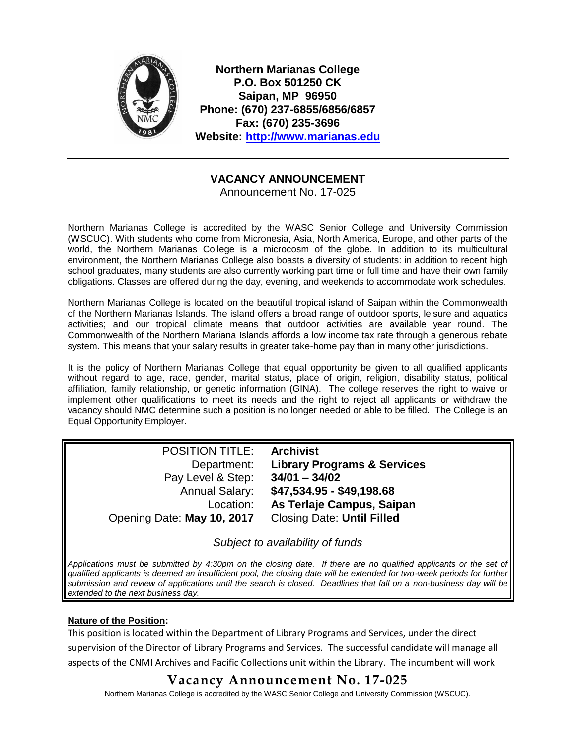**Northern Marianas College**
**P.O. Box 501250 CK**
**Saipan, MP 96950**
**Phone: (670) 237-6855/6856/6857**
**Fax: (670) 235-3696**
**Website: [http://www.marianas.edu](http://www.marianas.edu)**

---

## VACANCY ANNOUNCEMENT

Announcement No. 17-025

Northern Marianas College is accredited by the WASC Senior College and University Commission (WSCUC). With students who come from Micronesia, Asia, North America, Europe, and other parts of the world, the Northern Marianas College is a microcosm of the globe. In addition to its multicultural environment, the Northern Marianas College also boasts a diversity of students: in addition to recent high school graduates, many students are also currently working part time or full time and have their own family obligations. Classes are offered during the day, evening, and weekends to accommodate work schedules.

Northern Marianas College is located on the beautiful tropical island of Saipan within the Commonwealth of the Northern Marianas Islands. The island offers a broad range of outdoor sports, leisure and aquatics activities; and our tropical climate means that outdoor activities are available year round. The Commonwealth of the Northern Mariana Islands affords a low income tax rate through a generous rebate system. This means that your salary results in greater take-home pay than in many other jurisdictions.

It is the policy of Northern Marianas College that equal opportunity be given to all qualified applicants without regard to age, race, gender, marital status, place of origin, religion, disability status, political affiliation, family relationship, or genetic information (GINA). The college reserves the right to waive or implement other qualifications to meet its needs and the right to reject all applicants or withdraw the vacancy should NMC determine such a position is no longer needed or able to be filled. The College is an Equal Opportunity Employer.

| | |
|---|---|
| POSITION TITLE: | **Archivist** |
| Department: | **Library Programs & Services** |
| Pay Level & Step: | **34/01 – 34/02** |
| Annual Salary: | **$47,534.95 - $49,198.68** |
| Location: | **As Terlaje Campus, Saipan** |
| Opening Date: **May 10, 2017** | Closing Date: **Until Filled** |

*Subject to availability of funds*

*Applications must be submitted by 4:30pm on the closing date. If there are no qualified applicants or the set of qualified applicants is deemed an insufficient pool, the closing date will be extended for two-week periods for further submission and review of applications until the search is closed. Deadlines that fall on a non-business day will be extended to the next business day.*

**Nature of the Position:**

This position is located within the Department of Library Programs and Services, under the direct supervision of the Director of Library Programs and Services. The successful candidate will manage all aspects of the CNMI Archives and Pacific Collections unit within the Library. The incumbent will work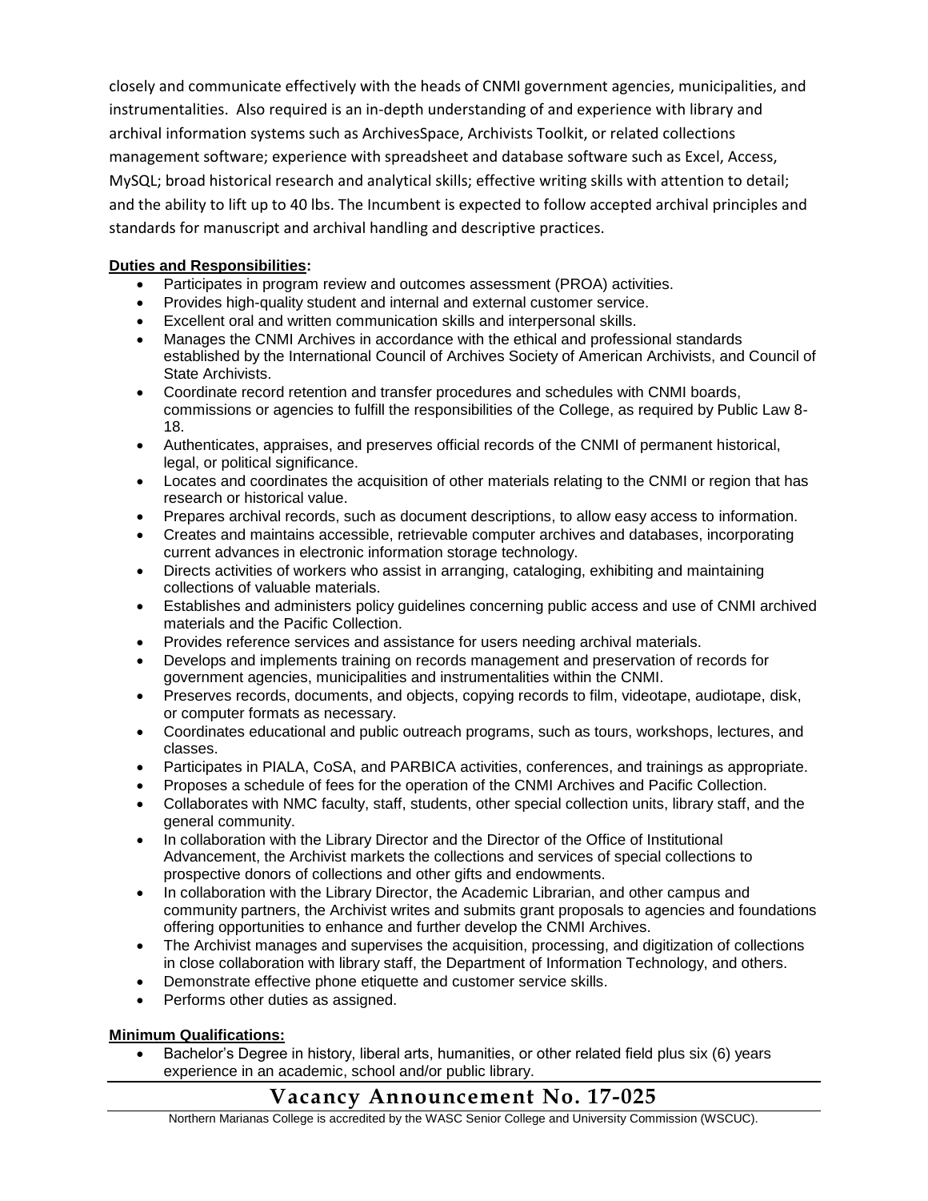closely and communicate effectively with the heads of CNMI government agencies, municipalities, and instrumentalities. Also required is an in-depth understanding of and experience with library and archival information systems such as ArchivesSpace, Archivists Toolkit, or related collections management software; experience with spreadsheet and database software such as Excel, Access, MySQL; broad historical research and analytical skills; effective writing skills with attention to detail; and the ability to lift up to 40 lbs. The Incumbent is expected to follow accepted archival principles and standards for manuscript and archival handling and descriptive practices.

**Duties and Responsibilities:**

- Participates in program review and outcomes assessment (PROA) activities.
- Provides high-quality student and internal and external customer service.
- Excellent oral and written communication skills and interpersonal skills.
- Manages the CNMI Archives in accordance with the ethical and professional standards established by the International Council of Archives Society of American Archivists, and Council of State Archivists.
- Coordinate record retention and transfer procedures and schedules with CNMI boards, commissions or agencies to fulfill the responsibilities of the College, as required by Public Law 8-18.
- Authenticates, appraises, and preserves official records of the CNMI of permanent historical, legal, or political significance.
- Locates and coordinates the acquisition of other materials relating to the CNMI or region that has research or historical value.
- Prepares archival records, such as document descriptions, to allow easy access to information.
- Creates and maintains accessible, retrievable computer archives and databases, incorporating current advances in electronic information storage technology.
- Directs activities of workers who assist in arranging, cataloging, exhibiting and maintaining collections of valuable materials.
- Establishes and administers policy guidelines concerning public access and use of CNMI archived materials and the Pacific Collection.
- Provides reference services and assistance for users needing archival materials.
- Develops and implements training on records management and preservation of records for government agencies, municipalities and instrumentalities within the CNMI.
- Preserves records, documents, and objects, copying records to film, videotape, audiotape, disk, or computer formats as necessary.
- Coordinates educational and public outreach programs, such as tours, workshops, lectures, and classes.
- Participates in PIALA, CoSA, and PARBICA activities, conferences, and trainings as appropriate.
- Proposes a schedule of fees for the operation of the CNMI Archives and Pacific Collection.
- Collaborates with NMC faculty, staff, students, other special collection units, library staff, and the general community.
- In collaboration with the Library Director and the Director of the Office of Institutional Advancement, the Archivist markets the collections and services of special collections to prospective donors of collections and other gifts and endowments.
- In collaboration with the Library Director, the Academic Librarian, and other campus and community partners, the Archivist writes and submits grant proposals to agencies and foundations offering opportunities to enhance and further develop the CNMI Archives.
- The Archivist manages and supervises the acquisition, processing, and digitization of collections in close collaboration with library staff, the Department of Information Technology, and others.
- Demonstrate effective phone etiquette and customer service skills.
- Performs other duties as assigned.

**Minimum Qualifications:**

- Bachelor's Degree in history, liberal arts, humanities, or other related field plus six (6) years experience in an academic, school and/or public library.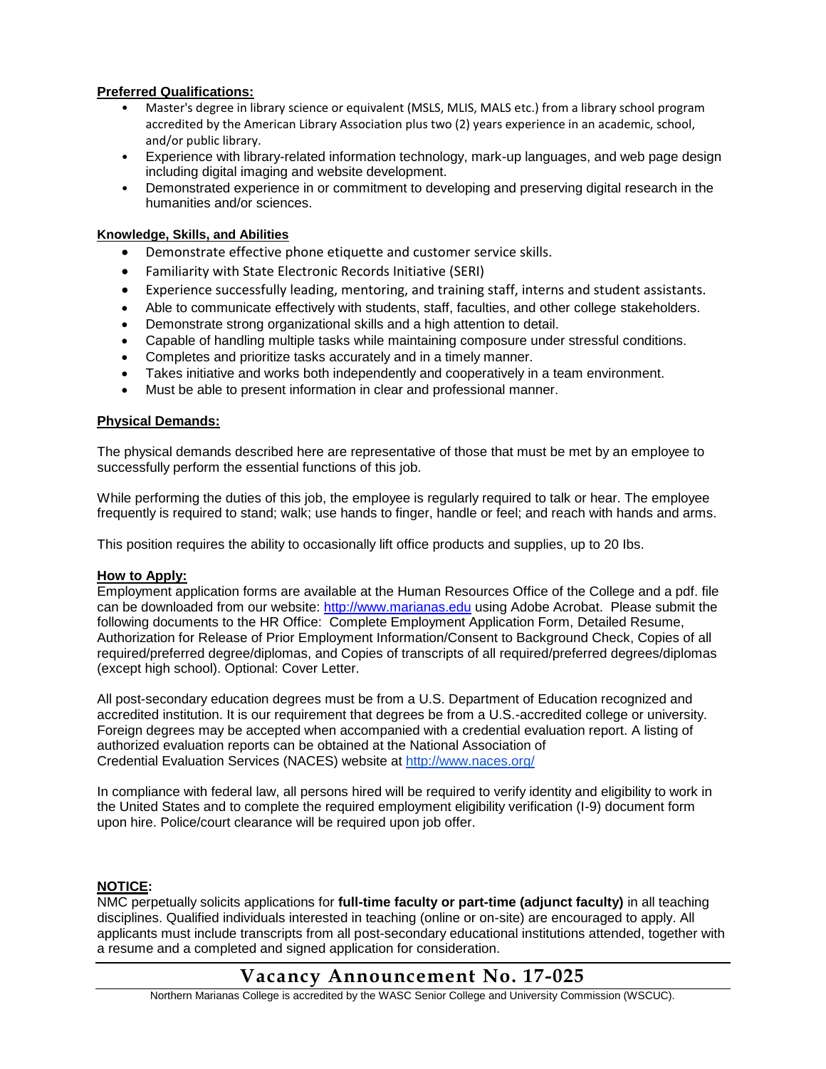**Preferred Qualifications:**

- Master's degree in library science or equivalent (MSLS, MLIS, MALS etc.) from a library school program accredited by the American Library Association plus two (2) years experience in an academic, school, and/or public library.
- Experience with library-related information technology, mark-up languages, and web page design including digital imaging and website development.
- Demonstrated experience in or commitment to developing and preserving digital research in the humanities and/or sciences.

**Knowledge, Skills, and Abilities**

- Demonstrate effective phone etiquette and customer service skills.
- Familiarity with State Electronic Records Initiative (SERI)
- Experience successfully leading, mentoring, and training staff, interns and student assistants.
- Able to communicate effectively with students, staff, faculties, and other college stakeholders.
- Demonstrate strong organizational skills and a high attention to detail.
- Capable of handling multiple tasks while maintaining composure under stressful conditions.
- Completes and prioritize tasks accurately and in a timely manner.
- Takes initiative and works both independently and cooperatively in a team environment.
- Must be able to present information in clear and professional manner.

**Physical Demands:**

The physical demands described here are representative of those that must be met by an employee to successfully perform the essential functions of this job.

While performing the duties of this job, the employee is regularly required to talk or hear. The employee frequently is required to stand; walk; use hands to finger, handle or feel; and reach with hands and arms.

This position requires the ability to occasionally lift office products and supplies, up to 20 Ibs.

**How to Apply:**

Employment application forms are available at the Human Resources Office of the College and a pdf. file can be downloaded from our website: http://www.marianas.edu using Adobe Acrobat. Please submit the following documents to the HR Office: Complete Employment Application Form, Detailed Resume, Authorization for Release of Prior Employment Information/Consent to Background Check, Copies of all required/preferred degree/diplomas, and Copies of transcripts of all required/preferred degrees/diplomas (except high school). Optional: Cover Letter.

All post-secondary education degrees must be from a U.S. Department of Education recognized and accredited institution. It is our requirement that degrees be from a U.S.-accredited college or university. Foreign degrees may be accepted when accompanied with a credential evaluation report. A listing of authorized evaluation reports can be obtained at the National Association of Credential Evaluation Services (NACES) website at http://www.naces.org/

In compliance with federal law, all persons hired will be required to verify identity and eligibility to work in the United States and to complete the required employment eligibility verification (I-9) document form upon hire. Police/court clearance will be required upon job offer.

**NOTICE:**

NMC perpetually solicits applications for **full-time faculty or part-time (adjunct faculty)** in all teaching disciplines. Qualified individuals interested in teaching (online or on-site) are encouraged to apply. All applicants must include transcripts from all post-secondary educational institutions attended, together with a resume and a completed and signed application for consideration.